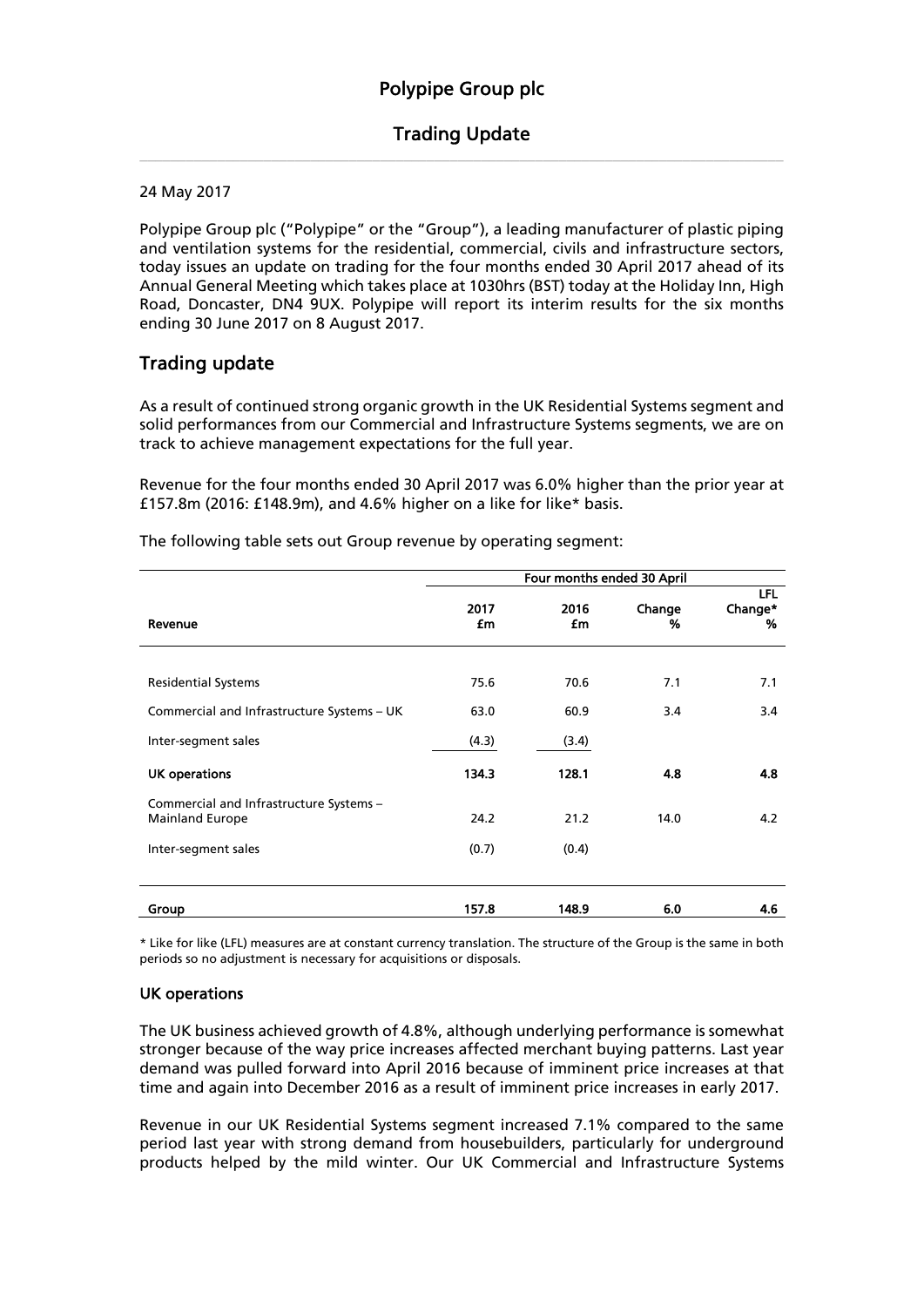# Polypipe Group plc

## Trading Update

24 May 2017

Polypipe Group plc ("Polypipe" or the "Group"), a leading manufacturer of plastic piping and ventilation systems for the residential, commercial, civils and infrastructure sectors, today issues an update on trading for the four months ended 30 April 2017 ahead of its Annual General Meeting which takes place at 1030hrs (BST) today at the Holiday Inn, High Road, Doncaster, DN4 9UX. Polypipe will report its interim results for the six months ending 30 June 2017 on 8 August 2017.

## Trading update

As a result of continued strong organic growth in the UK Residential Systems segment and solid performances from our Commercial and Infrastructure Systems segments, we are on track to achieve management expectations for the full year.

Revenue for the four months ended 30 April 2017 was 6.0% higher than the prior year at £157.8m (2016: £148.9m), and 4.6% higher on a like for like* basis.

The following table sets out Group revenue by operating segment:

| | Four months ended 30 April | | | |
|---|---|---|---|---|
| **Revenue** | **2017 £m** | **2016 £m** | **Change %** | **LFL Change* %** |
| Residential Systems | 75.6 | 70.6 | 7.1 | 7.1 |
| Commercial and Infrastructure Systems – UK | 63.0 | 60.9 | 3.4 | 3.4 |
| Inter-segment sales | (4.3) | (3.4) | | |
| **UK operations** | **134.3** | **128.1** | **4.8** | **4.8** |
| Commercial and Infrastructure Systems – Mainland Europe | 24.2 | 21.2 | 14.0 | 4.2 |
| Inter-segment sales | (0.7) | (0.4) | | |
| **Group** | **157.8** | **148.9** | **6.0** | **4.6** |

* Like for like (LFL) measures are at constant currency translation. The structure of the Group is the same in both periods so no adjustment is necessary for acquisitions or disposals.

### UK operations

The UK business achieved growth of 4.8%, although underlying performance is somewhat stronger because of the way price increases affected merchant buying patterns. Last year demand was pulled forward into April 2016 because of imminent price increases at that time and again into December 2016 as a result of imminent price increases in early 2017.

Revenue in our UK Residential Systems segment increased 7.1% compared to the same period last year with strong demand from housebuilders, particularly for underground products helped by the mild winter. Our UK Commercial and Infrastructure Systems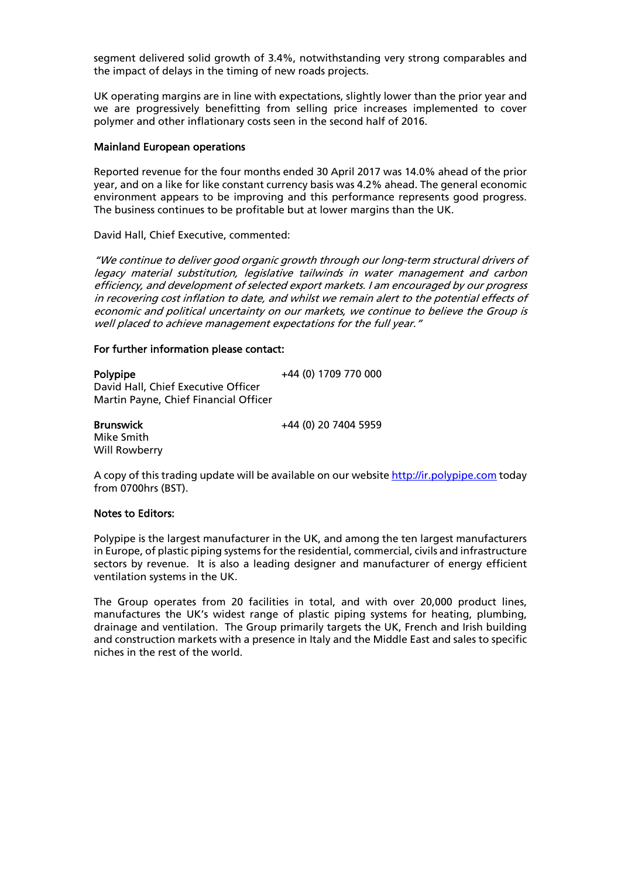segment delivered solid growth of 3.4%, notwithstanding very strong comparables and the impact of delays in the timing of new roads projects.

UK operating margins are in line with expectations, slightly lower than the prior year and we are progressively benefitting from selling price increases implemented to cover polymer and other inflationary costs seen in the second half of 2016.

### Mainland European operations

Reported revenue for the four months ended 30 April 2017 was 14.0% ahead of the prior year, and on a like for like constant currency basis was 4.2% ahead. The general economic environment appears to be improving and this performance represents good progress. The business continues to be profitable but at lower margins than the UK.

David Hall, Chief Executive, commented:

*"We continue to deliver good organic growth through our long-term structural drivers of legacy material substitution, legislative tailwinds in water management and carbon efficiency, and development of selected export markets. I am encouraged by our progress in recovering cost inflation to date, and whilst we remain alert to the potential effects of economic and political uncertainty on our markets, we continue to believe the Group is well placed to achieve management expectations for the full year."*

### For further information please contact:

**Polypipe** +44 (0) 1709 770 000
David Hall, Chief Executive Officer
Martin Payne, Chief Financial Officer

**Brunswick** +44 (0) 20 7404 5959
Mike Smith
Will Rowberry

A copy of this trading update will be available on our website http://ir.polypipe.com today from 0700hrs (BST).

### Notes to Editors:

Polypipe is the largest manufacturer in the UK, and among the ten largest manufacturers in Europe, of plastic piping systems for the residential, commercial, civils and infrastructure sectors by revenue. It is also a leading designer and manufacturer of energy efficient ventilation systems in the UK.

The Group operates from 20 facilities in total, and with over 20,000 product lines, manufactures the UK's widest range of plastic piping systems for heating, plumbing, drainage and ventilation. The Group primarily targets the UK, French and Irish building and construction markets with a presence in Italy and the Middle East and sales to specific niches in the rest of the world.